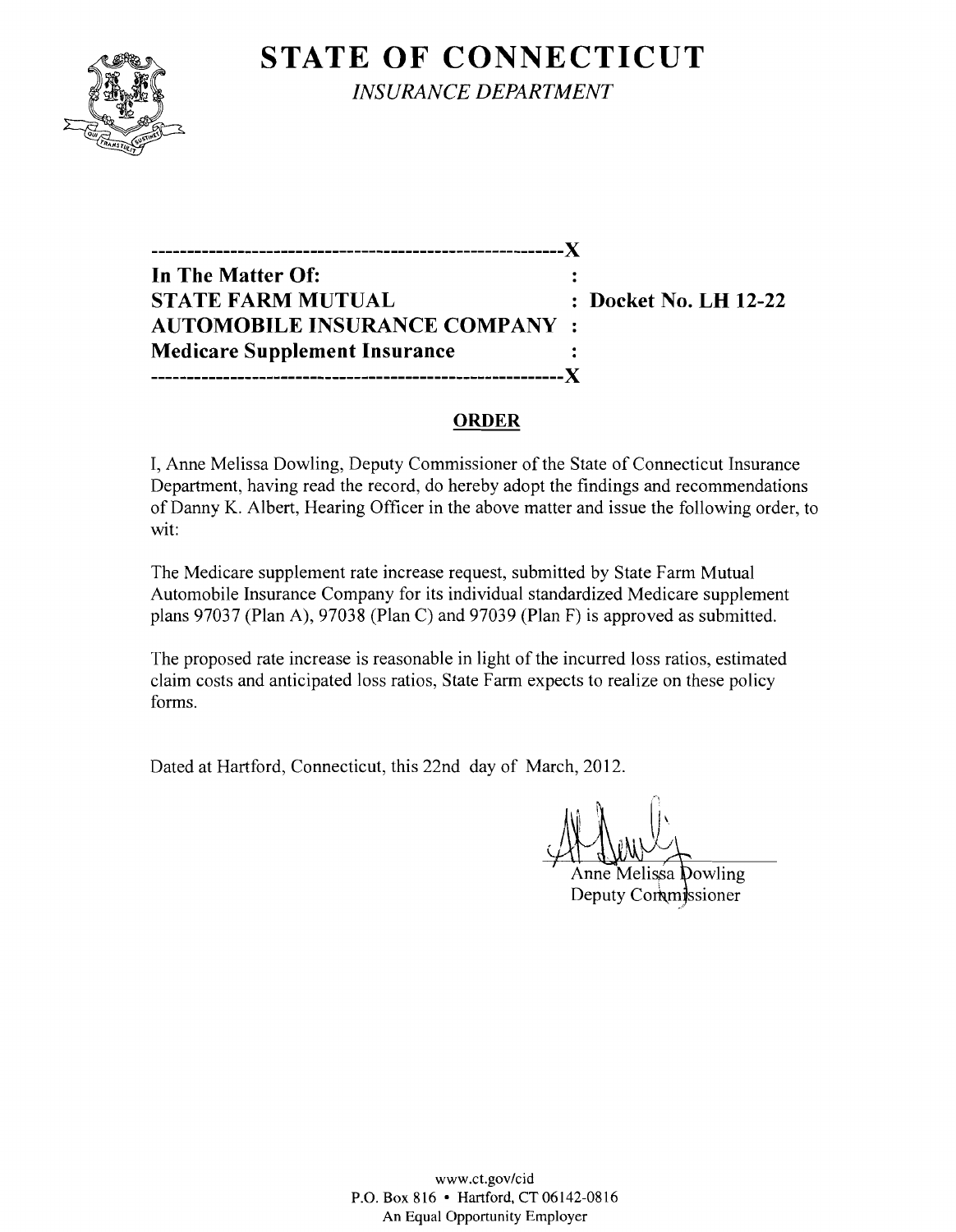# STATE OF CONNECTICUT

*INSURANCE DEPARTMENT*

---

**In The Matter Of:**
**STATE FARM MUTUAL AUTOMOBILE INSURANCE COMPANY**
**Medicare Supplement Insurance**

**: Docket No. LH 12-22**

---

## ORDER

I, Anne Melissa Dowling, Deputy Commissioner of the State of Connecticut Insurance Department, having read the record, do hereby adopt the findings and recommendations of Danny K. Albert, Hearing Officer in the above matter and issue the following order, to wit:

The Medicare supplement rate increase request, submitted by State Farm Mutual Automobile Insurance Company for its individual standardized Medicare supplement plans 97037 (Plan A), 97038 (Plan C) and 97039 (Plan F) is approved as submitted.

The proposed rate increase is reasonable in light of the incurred loss ratios, estimated claim costs and anticipated loss ratios, State Farm expects to realize on these policy forms.

Dated at Hartford, Connecticut, this 22nd day of March, 2012.

Anne Melissa Dowling
Deputy Commissioner

www.ct.gov/cid
P.O. Box 816 • Hartford, CT 06142-0816
An Equal Opportunity Employer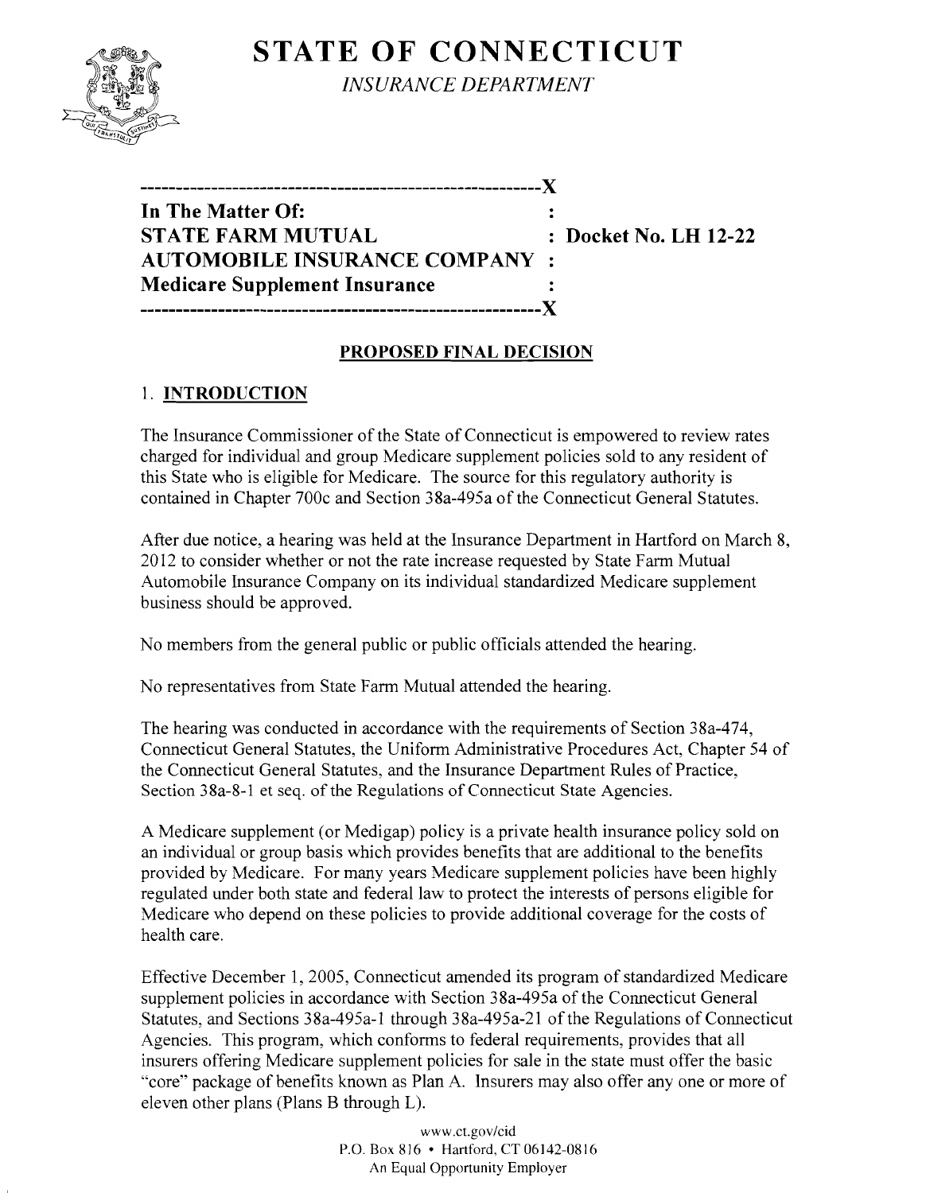# STATE OF CONNECTICUT

*INSURANCE DEPARTMENT*

```
--------------------------------------------------------X
In The Matter Of:                                       :
STATE FARM MUTUAL                                       : Docket No. LH 12-22
AUTOMOBILE INSURANCE COMPANY                            :
Medicare Supplement Insurance                           :
--------------------------------------------------------X
```

## PROPOSED FINAL DECISION

### 1. INTRODUCTION

The Insurance Commissioner of the State of Connecticut is empowered to review rates charged for individual and group Medicare supplement policies sold to any resident of this State who is eligible for Medicare. The source for this regulatory authority is contained in Chapter 700c and Section 38a-495a of the Connecticut General Statutes.

After due notice, a hearing was held at the Insurance Department in Hartford on March 8, 2012 to consider whether or not the rate increase requested by State Farm Mutual Automobile Insurance Company on its individual standardized Medicare supplement business should be approved.

No members from the general public or public officials attended the hearing.

No representatives from State Farm Mutual attended the hearing.

The hearing was conducted in accordance with the requirements of Section 38a-474, Connecticut General Statutes, the Uniform Administrative Procedures Act, Chapter 54 of the Connecticut General Statutes, and the Insurance Department Rules of Practice, Section 38a-8-1 et seq. of the Regulations of Connecticut State Agencies.

A Medicare supplement (or Medigap) policy is a private health insurance policy sold on an individual or group basis which provides benefits that are additional to the benefits provided by Medicare. For many years Medicare supplement policies have been highly regulated under both state and federal law to protect the interests of persons eligible for Medicare who depend on these policies to provide additional coverage for the costs of health care.

Effective December 1, 2005, Connecticut amended its program of standardized Medicare supplement policies in accordance with Section 38a-495a of the Connecticut General Statutes, and Sections 38a-495a-1 through 38a-495a-21 of the Regulations of Connecticut Agencies. This program, which conforms to federal requirements, provides that all insurers offering Medicare supplement policies for sale in the state must offer the basic "core" package of benefits known as Plan A. Insurers may also offer any one or more of eleven other plans (Plans B through L).

www.ct.gov/cid
P.O. Box 816 • Hartford, CT 06142-0816
An Equal Opportunity Employer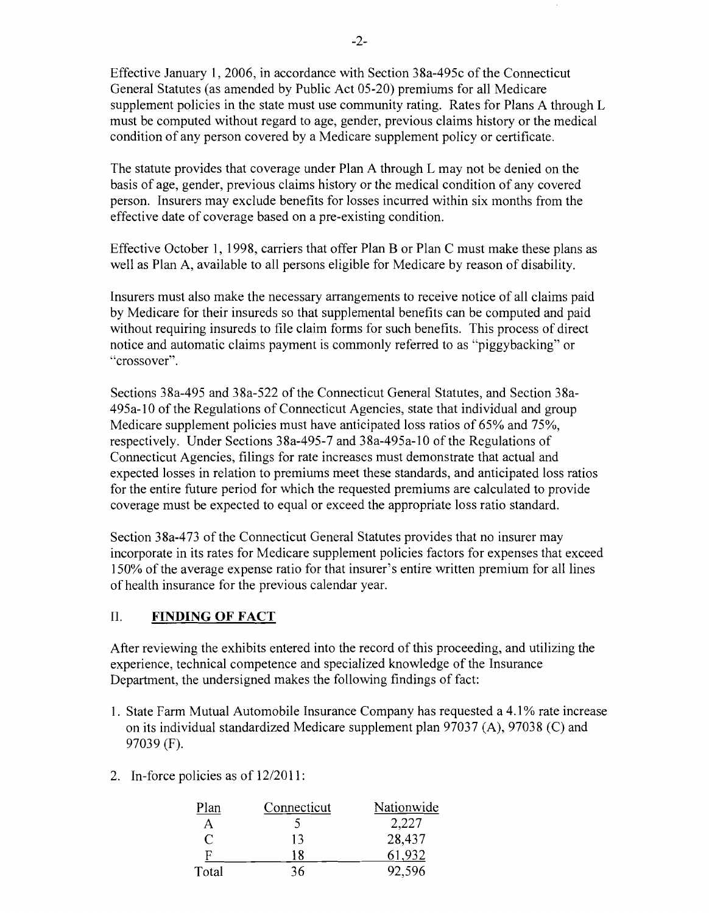Effective January 1, 2006, in accordance with Section 38a-495c of the Connecticut General Statutes (as amended by Public Act 05-20) premiums for all Medicare supplement policies in the state must use community rating. Rates for Plans A through L must be computed without regard to age, gender, previous claims history or the medical condition of any person covered by a Medicare supplement policy or certificate.

The statute provides that coverage under Plan A through L may not be denied on the basis of age, gender, previous claims history or the medical condition of any covered person. Insurers may exclude benefits for losses incurred within six months from the effective date of coverage based on a pre-existing condition.

Effective October 1, 1998, carriers that offer Plan B or Plan C must make these plans as well as Plan A, available to all persons eligible for Medicare by reason of disability.

Insurers must also make the necessary arrangements to receive notice of all claims paid by Medicare for their insureds so that supplemental benefits can be computed and paid without requiring insureds to file claim forms for such benefits. This process of direct notice and automatic claims payment is commonly referred to as "piggybacking" or "crossover".

Sections 38a-495 and 38a-522 of the Connecticut General Statutes, and Section 38a-495a-10 of the Regulations of Connecticut Agencies, state that individual and group Medicare supplement policies must have anticipated loss ratios of 65% and 75%, respectively. Under Sections 38a-495-7 and 38a-495a-10 of the Regulations of Connecticut Agencies, filings for rate increases must demonstrate that actual and expected losses in relation to premiums meet these standards, and anticipated loss ratios for the entire future period for which the requested premiums are calculated to provide coverage must be expected to equal or exceed the appropriate loss ratio standard.

Section 38a-473 of the Connecticut General Statutes provides that no insurer may incorporate in its rates for Medicare supplement policies factors for expenses that exceed 150% of the average expense ratio for that insurer's entire written premium for all lines of health insurance for the previous calendar year.

## II. **FINDING OF FACT**

After reviewing the exhibits entered into the record of this proceeding, and utilizing the experience, technical competence and specialized knowledge of the Insurance Department, the undersigned makes the following findings of fact:

1. State Farm Mutual Automobile Insurance Company has requested a 4.1% rate increase on its individual standardized Medicare supplement plan 97037 (A), 97038 (C) and 97039 (F).

2. In-force policies as of 12/2011:

| Plan | Connecticut | Nationwide |
|---|---|---|
| A | 5 | 2,227 |
| C | 13 | 28,437 |
| F | 18 | 61,932 |
| Total | 36 | 92,596 |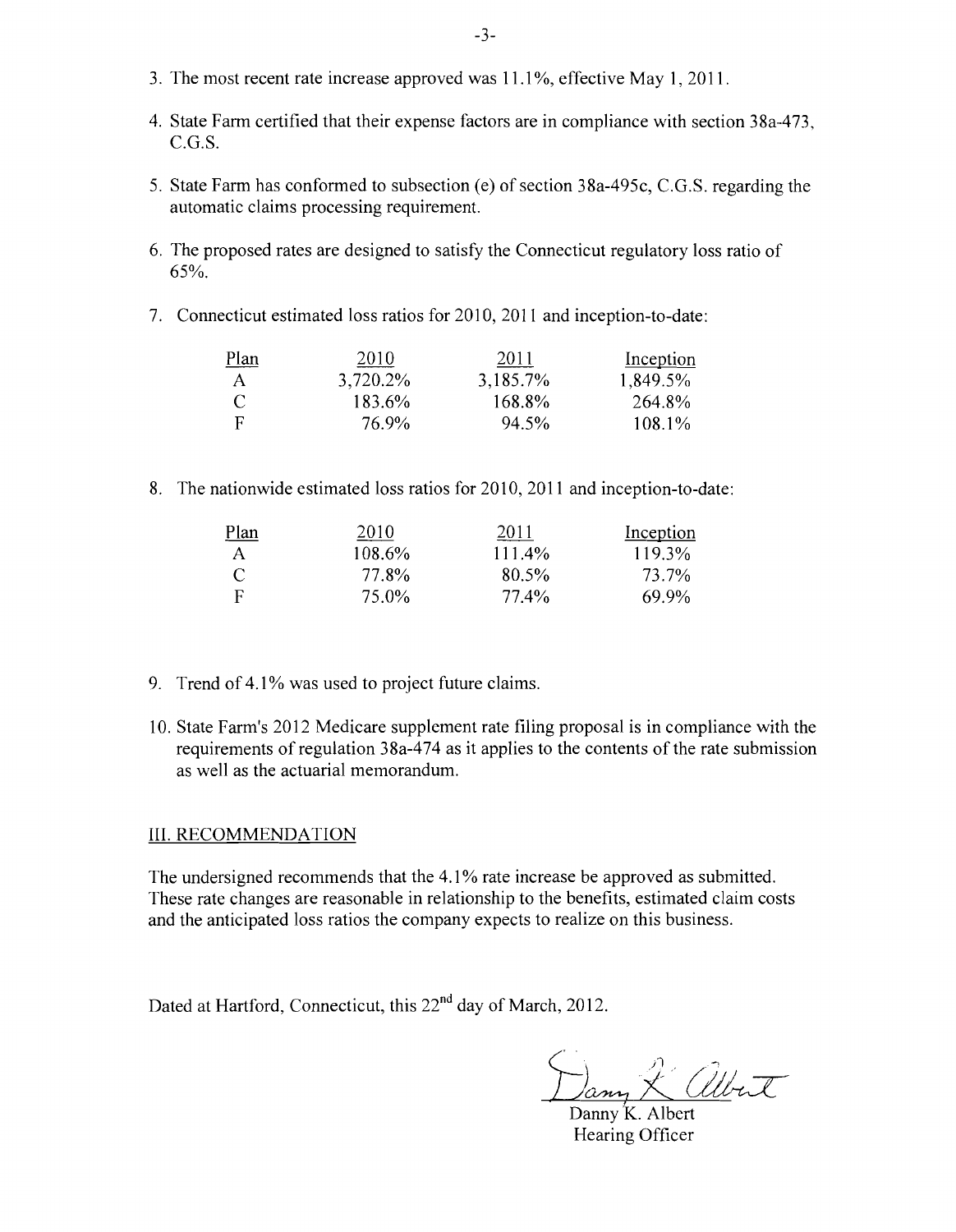3. The most recent rate increase approved was 11.1%, effective May 1, 2011.

4. State Farm certified that their expense factors are in compliance with section 38a-473, C.G.S.

5. State Farm has conformed to subsection (e) of section 38a-495c, C.G.S. regarding the automatic claims processing requirement.

6. The proposed rates are designed to satisfy the Connecticut regulatory loss ratio of 65%.

7. Connecticut estimated loss ratios for 2010, 2011 and inception-to-date:

| Plan | 2010 | 2011 | Inception |
|---|---|---|---|
| A | 3,720.2% | 3,185.7% | 1,849.5% |
| C | 183.6% | 168.8% | 264.8% |
| F | 76.9% | 94.5% | 108.1% |

8. The nationwide estimated loss ratios for 2010, 2011 and inception-to-date:

| Plan | 2010 | 2011 | Inception |
|---|---|---|---|
| A | 108.6% | 111.4% | 119.3% |
| C | 77.8% | 80.5% | 73.7% |
| F | 75.0% | 77.4% | 69.9% |

9. Trend of 4.1% was used to project future claims.

10. State Farm's 2012 Medicare supplement rate filing proposal is in compliance with the requirements of regulation 38a-474 as it applies to the contents of the rate submission as well as the actuarial memorandum.

## III. RECOMMENDATION

The undersigned recommends that the 4.1% rate increase be approved as submitted. These rate changes are reasonable in relationship to the benefits, estimated claim costs and the anticipated loss ratios the company expects to realize on this business.

Dated at Hartford, Connecticut, this 22nd day of March, 2012.

Danny K. Albert
Hearing Officer